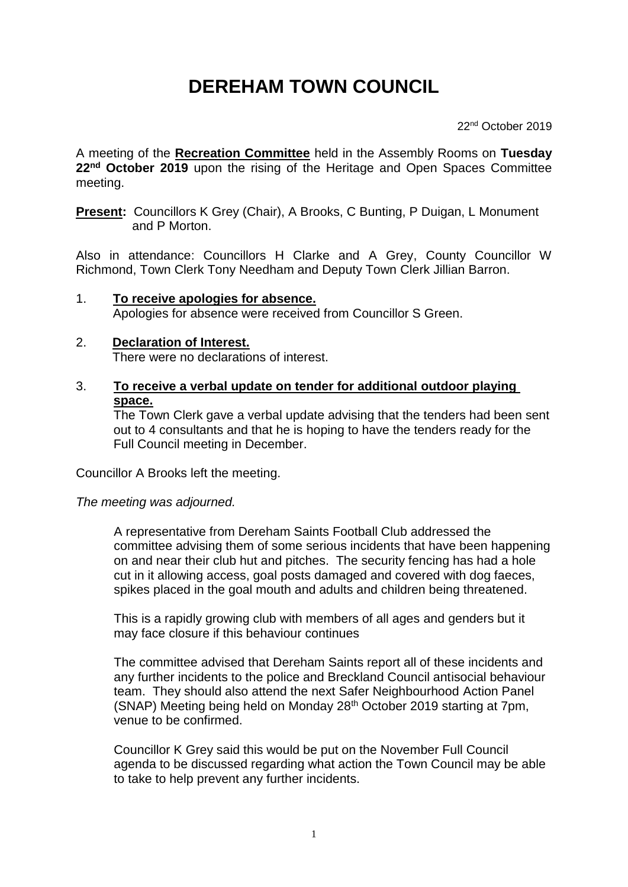# DEREHAM TOWN COUNCIL

22nd October 2019

A meeting of the **Recreation Committee** held in the Assembly Rooms on **Tuesday 22nd October 2019** upon the rising of the Heritage and Open Spaces Committee meeting.

**Present:** Councillors K Grey (Chair), A Brooks, C Bunting, P Duigan, L Monument and P Morton.

Also in attendance: Councillors H Clarke and A Grey, County Councillor W Richmond, Town Clerk Tony Needham and Deputy Town Clerk Jillian Barron.

1. **To receive apologies for absence.**
   Apologies for absence were received from Councillor S Green.

2. **Declaration of Interest.**
   There were no declarations of interest.

3. **To receive a verbal update on tender for additional outdoor playing space.**
   The Town Clerk gave a verbal update advising that the tenders had been sent out to 4 consultants and that he is hoping to have the tenders ready for the Full Council meeting in December.

Councillor A Brooks left the meeting.

*The meeting was adjourned.*

A representative from Dereham Saints Football Club addressed the committee advising them of some serious incidents that have been happening on and near their club hut and pitches. The security fencing has had a hole cut in it allowing access, goal posts damaged and covered with dog faeces, spikes placed in the goal mouth and adults and children being threatened.

This is a rapidly growing club with members of all ages and genders but it may face closure if this behaviour continues

The committee advised that Dereham Saints report all of these incidents and any further incidents to the police and Breckland Council antisocial behaviour team. They should also attend the next Safer Neighbourhood Action Panel (SNAP) Meeting being held on Monday 28th October 2019 starting at 7pm, venue to be confirmed.

Councillor K Grey said this would be put on the November Full Council agenda to be discussed regarding what action the Town Council may be able to take to help prevent any further incidents.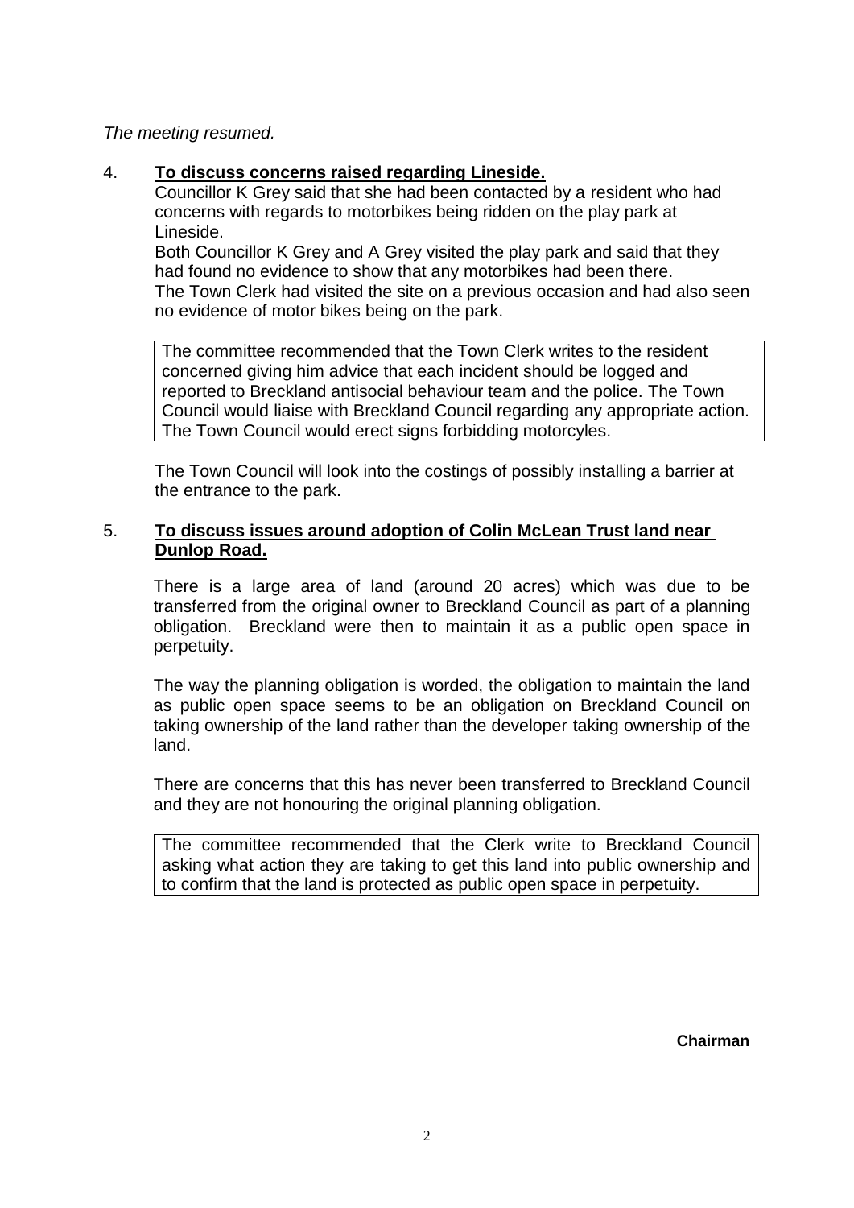*The meeting resumed.*

4. **To discuss concerns raised regarding Lineside.**

Councillor K Grey said that she had been contacted by a resident who had concerns with regards to motorbikes being ridden on the play park at Lineside.
Both Councillor K Grey and A Grey visited the play park and said that they had found no evidence to show that any motorbikes had been there.
The Town Clerk had visited the site on a previous occasion and had also seen no evidence of motor bikes being on the park.

> The committee recommended that the Town Clerk writes to the resident concerned giving him advice that each incident should be logged and reported to Breckland antisocial behaviour team and the police. The Town Council would liaise with Breckland Council regarding any appropriate action. The Town Council would erect signs forbidding motorcyles.

The Town Council will look into the costings of possibly installing a barrier at the entrance to the park.

5. **To discuss issues around adoption of Colin McLean Trust land near Dunlop Road.**

There is a large area of land (around 20 acres) which was due to be transferred from the original owner to Breckland Council as part of a planning obligation. Breckland were then to maintain it as a public open space in perpetuity.

The way the planning obligation is worded, the obligation to maintain the land as public open space seems to be an obligation on Breckland Council on taking ownership of the land rather than the developer taking ownership of the land.

There are concerns that this has never been transferred to Breckland Council and they are not honouring the original planning obligation.

> The committee recommended that the Clerk write to Breckland Council asking what action they are taking to get this land into public ownership and to confirm that the land is protected as public open space in perpetuity.

**Chairman**